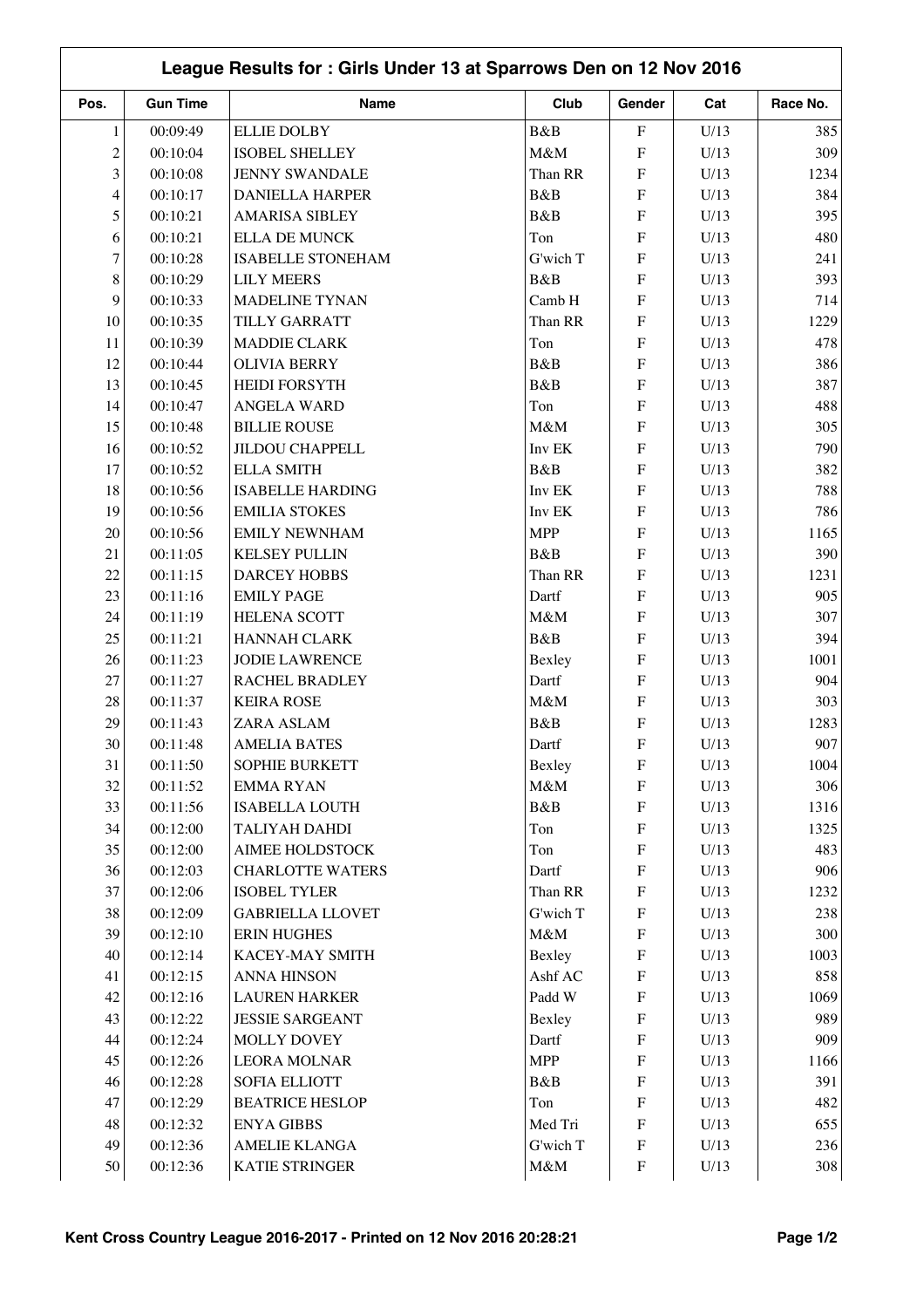# League Results for : Girls Under 13 at Sparrows Den on 12 Nov 2016

| Pos. | Gun Time | Name | Club | Gender | Cat | Race No. |
|---|---|---|---|---|---|---|
| 1 | 00:09:49 | ELLIE DOLBY | B&B | F | U/13 | 385 |
| 2 | 00:10:04 | ISOBEL SHELLEY | M&M | F | U/13 | 309 |
| 3 | 00:10:08 | JENNY SWANDALE | Than RR | F | U/13 | 1234 |
| 4 | 00:10:17 | DANIELLA HARPER | B&B | F | U/13 | 384 |
| 5 | 00:10:21 | AMARISA SIBLEY | B&B | F | U/13 | 395 |
| 6 | 00:10:21 | ELLA DE MUNCK | Ton | F | U/13 | 480 |
| 7 | 00:10:28 | ISABELLE STONEHAM | G'wich T | F | U/13 | 241 |
| 8 | 00:10:29 | LILY MEERS | B&B | F | U/13 | 393 |
| 9 | 00:10:33 | MADELINE TYNAN | Camb H | F | U/13 | 714 |
| 10 | 00:10:35 | TILLY GARRATT | Than RR | F | U/13 | 1229 |
| 11 | 00:10:39 | MADDIE CLARK | Ton | F | U/13 | 478 |
| 12 | 00:10:44 | OLIVIA BERRY | B&B | F | U/13 | 386 |
| 13 | 00:10:45 | HEIDI FORSYTH | B&B | F | U/13 | 387 |
| 14 | 00:10:47 | ANGELA WARD | Ton | F | U/13 | 488 |
| 15 | 00:10:48 | BILLIE ROUSE | M&M | F | U/13 | 305 |
| 16 | 00:10:52 | JILDOU CHAPPELL | Inv EK | F | U/13 | 790 |
| 17 | 00:10:52 | ELLA SMITH | B&B | F | U/13 | 382 |
| 18 | 00:10:56 | ISABELLE HARDING | Inv EK | F | U/13 | 788 |
| 19 | 00:10:56 | EMILIA STOKES | Inv EK | F | U/13 | 786 |
| 20 | 00:10:56 | EMILY NEWNHAM | MPP | F | U/13 | 1165 |
| 21 | 00:11:05 | KELSEY PULLIN | B&B | F | U/13 | 390 |
| 22 | 00:11:15 | DARCEY HOBBS | Than RR | F | U/13 | 1231 |
| 23 | 00:11:16 | EMILY PAGE | Dartf | F | U/13 | 905 |
| 24 | 00:11:19 | HELENA SCOTT | M&M | F | U/13 | 307 |
| 25 | 00:11:21 | HANNAH CLARK | B&B | F | U/13 | 394 |
| 26 | 00:11:23 | JODIE LAWRENCE | Bexley | F | U/13 | 1001 |
| 27 | 00:11:27 | RACHEL BRADLEY | Dartf | F | U/13 | 904 |
| 28 | 00:11:37 | KEIRA ROSE | M&M | F | U/13 | 303 |
| 29 | 00:11:43 | ZARA ASLAM | B&B | F | U/13 | 1283 |
| 30 | 00:11:48 | AMELIA BATES | Dartf | F | U/13 | 907 |
| 31 | 00:11:50 | SOPHIE BURKETT | Bexley | F | U/13 | 1004 |
| 32 | 00:11:52 | EMMA RYAN | M&M | F | U/13 | 306 |
| 33 | 00:11:56 | ISABELLA LOUTH | B&B | F | U/13 | 1316 |
| 34 | 00:12:00 | TALIYAH DAHDI | Ton | F | U/13 | 1325 |
| 35 | 00:12:00 | AIMEE HOLDSTOCK | Ton | F | U/13 | 483 |
| 36 | 00:12:03 | CHARLOTTE WATERS | Dartf | F | U/13 | 906 |
| 37 | 00:12:06 | ISOBEL TYLER | Than RR | F | U/13 | 1232 |
| 38 | 00:12:09 | GABRIELLA LLOVET | G'wich T | F | U/13 | 238 |
| 39 | 00:12:10 | ERIN HUGHES | M&M | F | U/13 | 300 |
| 40 | 00:12:14 | KACEY-MAY SMITH | Bexley | F | U/13 | 1003 |
| 41 | 00:12:15 | ANNA HINSON | Ashf AC | F | U/13 | 858 |
| 42 | 00:12:16 | LAUREN HARKER | Padd W | F | U/13 | 1069 |
| 43 | 00:12:22 | JESSIE SARGEANT | Bexley | F | U/13 | 989 |
| 44 | 00:12:24 | MOLLY DOVEY | Dartf | F | U/13 | 909 |
| 45 | 00:12:26 | LEORA MOLNAR | MPP | F | U/13 | 1166 |
| 46 | 00:12:28 | SOFIA ELLIOTT | B&B | F | U/13 | 391 |
| 47 | 00:12:29 | BEATRICE HESLOP | Ton | F | U/13 | 482 |
| 48 | 00:12:32 | ENYA GIBBS | Med Tri | F | U/13 | 655 |
| 49 | 00:12:36 | AMELIE KLANGA | G'wich T | F | U/13 | 236 |
| 50 | 00:12:36 | KATIE STRINGER | M&M | F | U/13 | 308 |

Kent Cross Country League 2016-2017 - Printed on 12 Nov 2016 20:28:21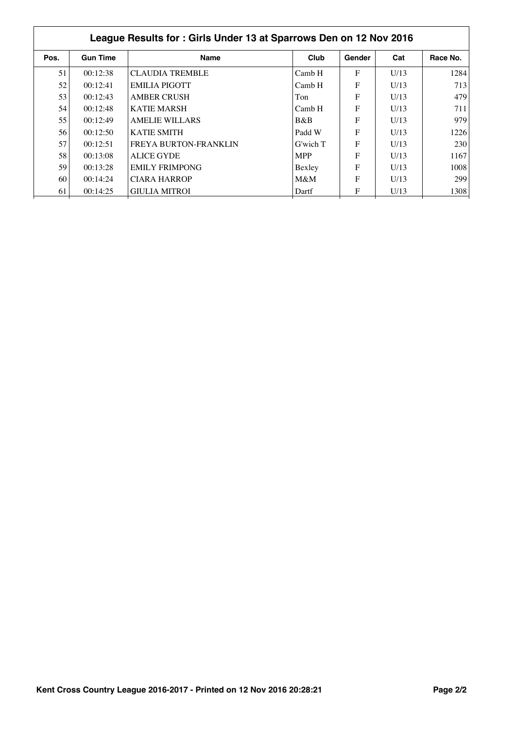## League Results for : Girls Under 13 at Sparrows Den on 12 Nov 2016

| Pos. | Gun Time | Name | Club | Gender | Cat | Race No. |
|---|---|---|---|---|---|---|
| 51 | 00:12:38 | CLAUDIA TREMBLE | Camb H | F | U/13 | 1284 |
| 52 | 00:12:41 | EMILIA PIGOTT | Camb H | F | U/13 | 713 |
| 53 | 00:12:43 | AMBER CRUSH | Ton | F | U/13 | 479 |
| 54 | 00:12:48 | KATIE MARSH | Camb H | F | U/13 | 711 |
| 55 | 00:12:49 | AMELIE WILLARS | B&B | F | U/13 | 979 |
| 56 | 00:12:50 | KATIE SMITH | Padd W | F | U/13 | 1226 |
| 57 | 00:12:51 | FREYA BURTON-FRANKLIN | G'wich T | F | U/13 | 230 |
| 58 | 00:13:08 | ALICE GYDE | MPP | F | U/13 | 1167 |
| 59 | 00:13:28 | EMILY FRIMPONG | Bexley | F | U/13 | 1008 |
| 60 | 00:14:24 | CIARA HARROP | M&M | F | U/13 | 299 |
| 61 | 00:14:25 | GIULIA MITROI | Dartf | F | U/13 | 1308 |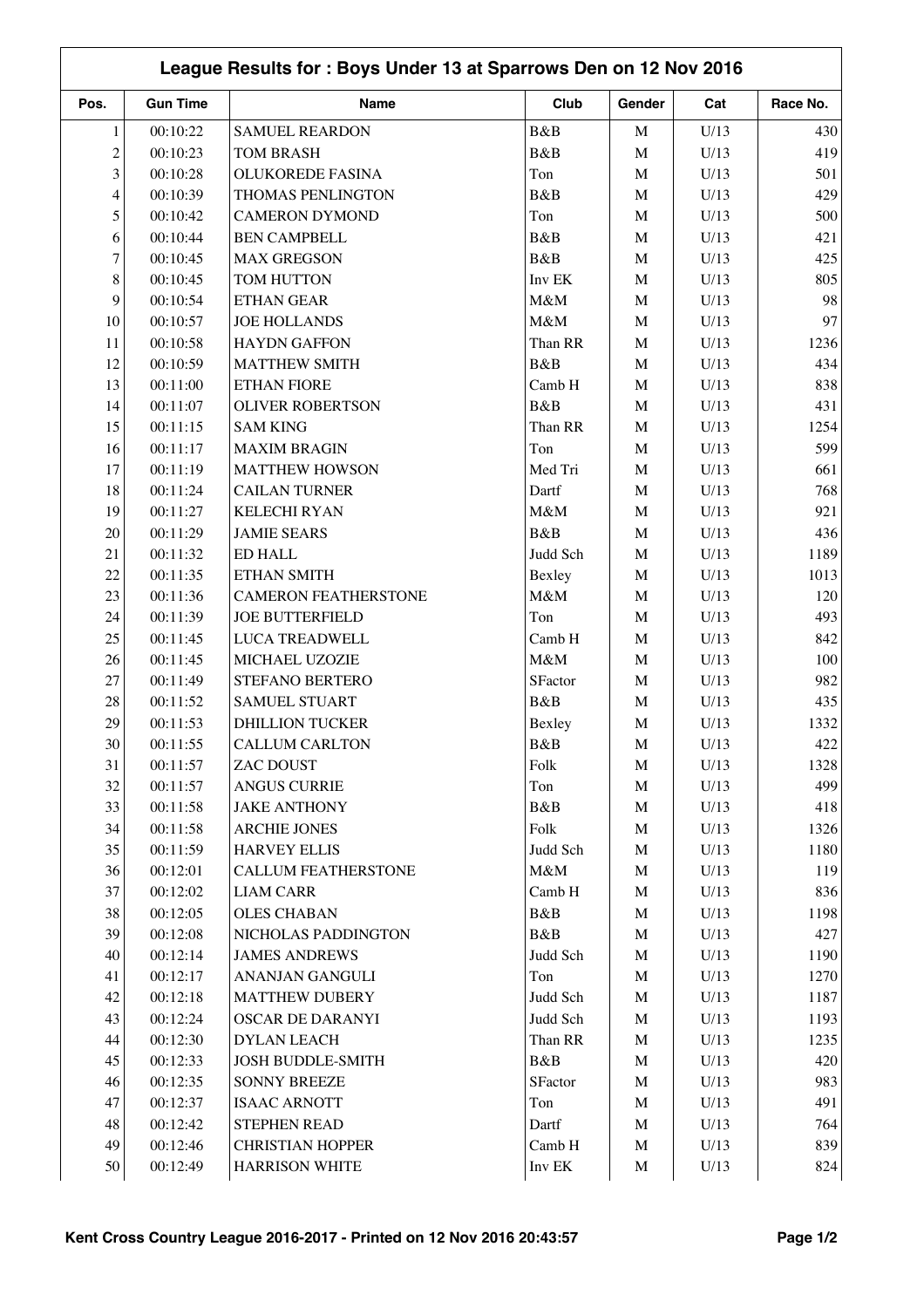## League Results for : Boys Under 13 at Sparrows Den on 12 Nov 2016

| Pos. | Gun Time | Name | Club | Gender | Cat | Race No. |
|---|---|---|---|---|---|---|
| 1 | 00:10:22 | SAMUEL REARDON | B&B | M | U/13 | 430 |
| 2 | 00:10:23 | TOM BRASH | B&B | M | U/13 | 419 |
| 3 | 00:10:28 | OLUKOREDE FASINA | Ton | M | U/13 | 501 |
| 4 | 00:10:39 | THOMAS PENLINGTON | B&B | M | U/13 | 429 |
| 5 | 00:10:42 | CAMERON DYMOND | Ton | M | U/13 | 500 |
| 6 | 00:10:44 | BEN CAMPBELL | B&B | M | U/13 | 421 |
| 7 | 00:10:45 | MAX GREGSON | B&B | M | U/13 | 425 |
| 8 | 00:10:45 | TOM HUTTON | Inv EK | M | U/13 | 805 |
| 9 | 00:10:54 | ETHAN GEAR | M&M | M | U/13 | 98 |
| 10 | 00:10:57 | JOE HOLLANDS | M&M | M | U/13 | 97 |
| 11 | 00:10:58 | HAYDN GAFFON | Than RR | M | U/13 | 1236 |
| 12 | 00:10:59 | MATTHEW SMITH | B&B | M | U/13 | 434 |
| 13 | 00:11:00 | ETHAN FIORE | Camb H | M | U/13 | 838 |
| 14 | 00:11:07 | OLIVER ROBERTSON | B&B | M | U/13 | 431 |
| 15 | 00:11:15 | SAM KING | Than RR | M | U/13 | 1254 |
| 16 | 00:11:17 | MAXIM BRAGIN | Ton | M | U/13 | 599 |
| 17 | 00:11:19 | MATTHEW HOWSON | Med Tri | M | U/13 | 661 |
| 18 | 00:11:24 | CAILAN TURNER | Dartf | M | U/13 | 768 |
| 19 | 00:11:27 | KELECHI RYAN | M&M | M | U/13 | 921 |
| 20 | 00:11:29 | JAMIE SEARS | B&B | M | U/13 | 436 |
| 21 | 00:11:32 | ED HALL | Judd Sch | M | U/13 | 1189 |
| 22 | 00:11:35 | ETHAN SMITH | Bexley | M | U/13 | 1013 |
| 23 | 00:11:36 | CAMERON FEATHERSTONE | M&M | M | U/13 | 120 |
| 24 | 00:11:39 | JOE BUTTERFIELD | Ton | M | U/13 | 493 |
| 25 | 00:11:45 | LUCA TREADWELL | Camb H | M | U/13 | 842 |
| 26 | 00:11:45 | MICHAEL UZOZIE | M&M | M | U/13 | 100 |
| 27 | 00:11:49 | STEFANO BERTERO | SFactor | M | U/13 | 982 |
| 28 | 00:11:52 | SAMUEL STUART | B&B | M | U/13 | 435 |
| 29 | 00:11:53 | DHILLION TUCKER | Bexley | M | U/13 | 1332 |
| 30 | 00:11:55 | CALLUM CARLTON | B&B | M | U/13 | 422 |
| 31 | 00:11:57 | ZAC DOUST | Folk | M | U/13 | 1328 |
| 32 | 00:11:57 | ANGUS CURRIE | Ton | M | U/13 | 499 |
| 33 | 00:11:58 | JAKE ANTHONY | B&B | M | U/13 | 418 |
| 34 | 00:11:58 | ARCHIE JONES | Folk | M | U/13 | 1326 |
| 35 | 00:11:59 | HARVEY ELLIS | Judd Sch | M | U/13 | 1180 |
| 36 | 00:12:01 | CALLUM FEATHERSTONE | M&M | M | U/13 | 119 |
| 37 | 00:12:02 | LIAM CARR | Camb H | M | U/13 | 836 |
| 38 | 00:12:05 | OLES CHABAN | B&B | M | U/13 | 1198 |
| 39 | 00:12:08 | NICHOLAS PADDINGTON | B&B | M | U/13 | 427 |
| 40 | 00:12:14 | JAMES ANDREWS | Judd Sch | M | U/13 | 1190 |
| 41 | 00:12:17 | ANANJAN GANGULI | Ton | M | U/13 | 1270 |
| 42 | 00:12:18 | MATTHEW DUBERY | Judd Sch | M | U/13 | 1187 |
| 43 | 00:12:24 | OSCAR DE DARANYI | Judd Sch | M | U/13 | 1193 |
| 44 | 00:12:30 | DYLAN LEACH | Than RR | M | U/13 | 1235 |
| 45 | 00:12:33 | JOSH BUDDLE-SMITH | B&B | M | U/13 | 420 |
| 46 | 00:12:35 | SONNY BREEZE | SFactor | M | U/13 | 983 |
| 47 | 00:12:37 | ISAAC ARNOTT | Ton | M | U/13 | 491 |
| 48 | 00:12:42 | STEPHEN READ | Dartf | M | U/13 | 764 |
| 49 | 00:12:46 | CHRISTIAN HOPPER | Camb H | M | U/13 | 839 |
| 50 | 00:12:49 | HARRISON WHITE | Inv EK | M | U/13 | 824 |

Kent Cross Country League 2016-2017 - Printed on 12 Nov 2016 20:43:57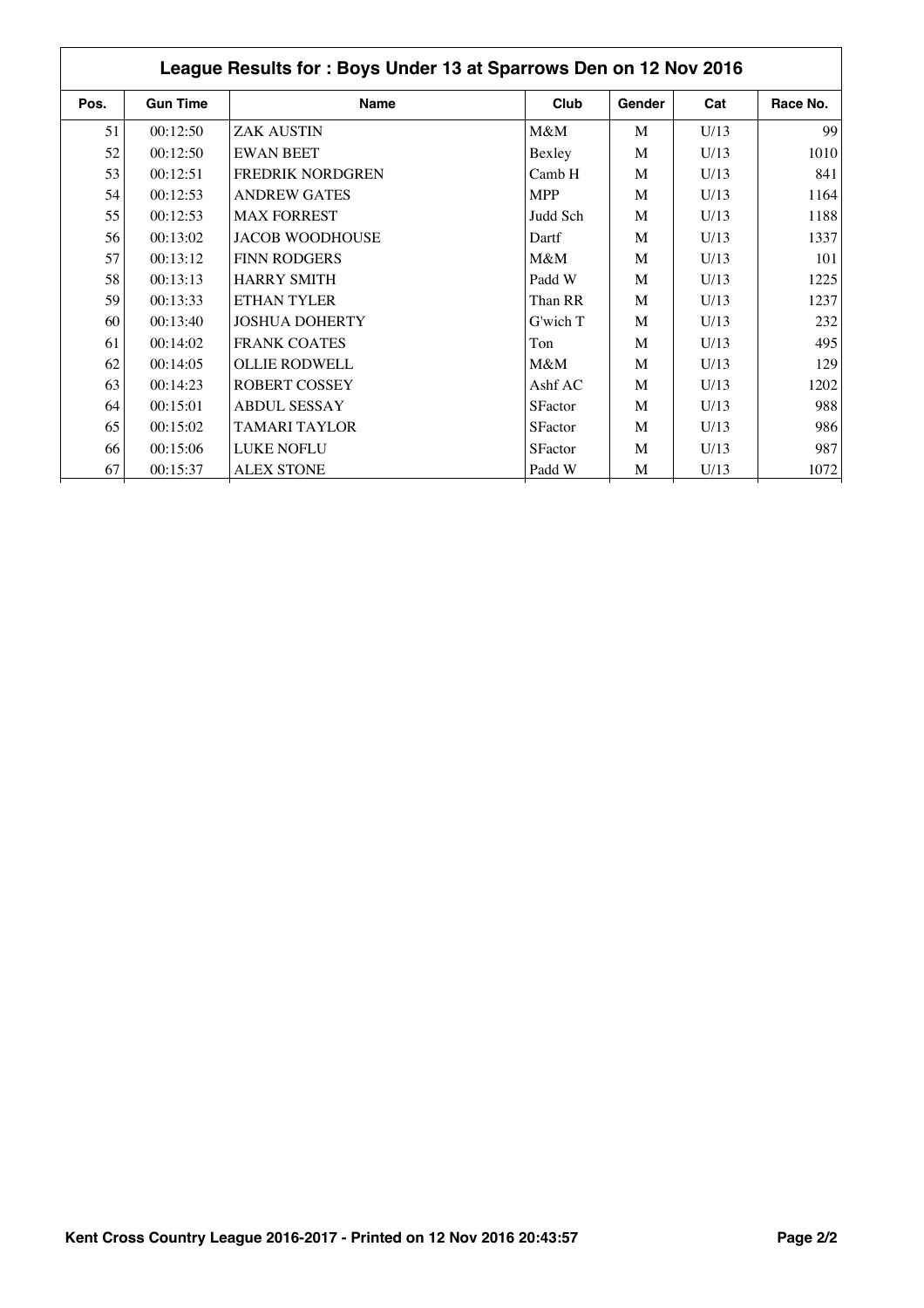## League Results for : Boys Under 13 at Sparrows Den on 12 Nov 2016

| Pos. | Gun Time | Name | Club | Gender | Cat | Race No. |
|---|---|---|---|---|---|---|
| 51 | 00:12:50 | ZAK AUSTIN | M&M | M | U/13 | 99 |
| 52 | 00:12:50 | EWAN BEET | Bexley | M | U/13 | 1010 |
| 53 | 00:12:51 | FREDRIK NORDGREN | Camb H | M | U/13 | 841 |
| 54 | 00:12:53 | ANDREW GATES | MPP | M | U/13 | 1164 |
| 55 | 00:12:53 | MAX FORREST | Judd Sch | M | U/13 | 1188 |
| 56 | 00:13:02 | JACOB WOODHOUSE | Dartf | M | U/13 | 1337 |
| 57 | 00:13:12 | FINN RODGERS | M&M | M | U/13 | 101 |
| 58 | 00:13:13 | HARRY SMITH | Padd W | M | U/13 | 1225 |
| 59 | 00:13:33 | ETHAN TYLER | Than RR | M | U/13 | 1237 |
| 60 | 00:13:40 | JOSHUA DOHERTY | G'wich T | M | U/13 | 232 |
| 61 | 00:14:02 | FRANK COATES | Ton | M | U/13 | 495 |
| 62 | 00:14:05 | OLLIE RODWELL | M&M | M | U/13 | 129 |
| 63 | 00:14:23 | ROBERT COSSEY | Ashf AC | M | U/13 | 1202 |
| 64 | 00:15:01 | ABDUL SESSAY | SFactor | M | U/13 | 988 |
| 65 | 00:15:02 | TAMARI TAYLOR | SFactor | M | U/13 | 986 |
| 66 | 00:15:06 | LUKE NOFLU | SFactor | M | U/13 | 987 |
| 67 | 00:15:37 | ALEX STONE | Padd W | M | U/13 | 1072 |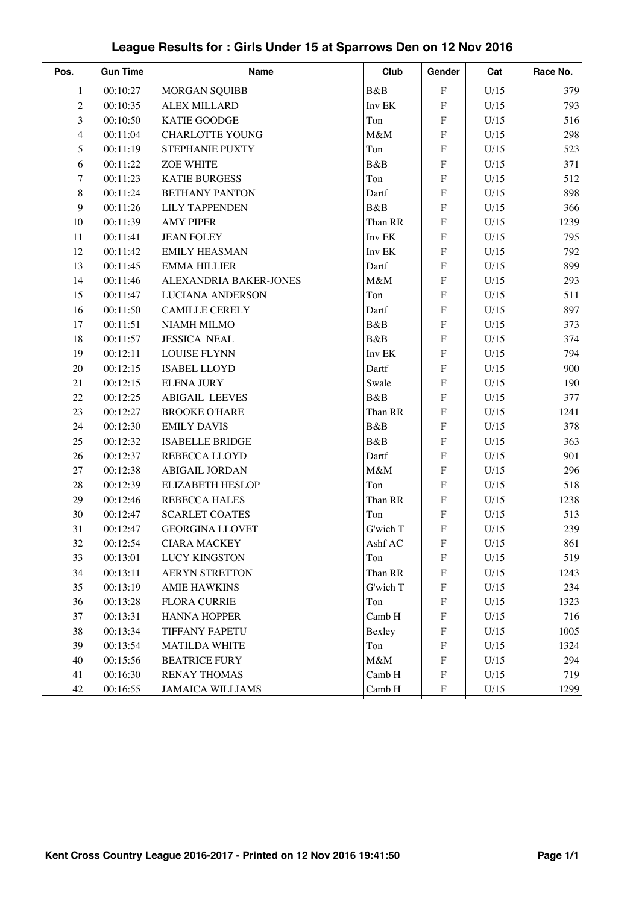# League Results for : Girls Under 15 at Sparrows Den on 12 Nov 2016

| Pos. | Gun Time | Name | Club | Gender | Cat | Race No. |
|---|---|---|---|---|---|---|
| 1 | 00:10:27 | MORGAN SQUIBB | B&B | F | U/15 | 379 |
| 2 | 00:10:35 | ALEX MILLARD | Inv EK | F | U/15 | 793 |
| 3 | 00:10:50 | KATIE GOODGE | Ton | F | U/15 | 516 |
| 4 | 00:11:04 | CHARLOTTE YOUNG | M&M | F | U/15 | 298 |
| 5 | 00:11:19 | STEPHANIE PUXTY | Ton | F | U/15 | 523 |
| 6 | 00:11:22 | ZOE WHITE | B&B | F | U/15 | 371 |
| 7 | 00:11:23 | KATIE BURGESS | Ton | F | U/15 | 512 |
| 8 | 00:11:24 | BETHANY PANTON | Dartf | F | U/15 | 898 |
| 9 | 00:11:26 | LILY TAPPENDEN | B&B | F | U/15 | 366 |
| 10 | 00:11:39 | AMY PIPER | Than RR | F | U/15 | 1239 |
| 11 | 00:11:41 | JEAN FOLEY | Inv EK | F | U/15 | 795 |
| 12 | 00:11:42 | EMILY HEASMAN | Inv EK | F | U/15 | 792 |
| 13 | 00:11:45 | EMMA HILLIER | Dartf | F | U/15 | 899 |
| 14 | 00:11:46 | ALEXANDRIA BAKER-JONES | M&M | F | U/15 | 293 |
| 15 | 00:11:47 | LUCIANA ANDERSON | Ton | F | U/15 | 511 |
| 16 | 00:11:50 | CAMILLE CERELY | Dartf | F | U/15 | 897 |
| 17 | 00:11:51 | NIAMH MILMO | B&B | F | U/15 | 373 |
| 18 | 00:11:57 | JESSICA NEAL | B&B | F | U/15 | 374 |
| 19 | 00:12:11 | LOUISE FLYNN | Inv EK | F | U/15 | 794 |
| 20 | 00:12:15 | ISABEL LLOYD | Dartf | F | U/15 | 900 |
| 21 | 00:12:15 | ELENA JURY | Swale | F | U/15 | 190 |
| 22 | 00:12:25 | ABIGAIL LEEVES | B&B | F | U/15 | 377 |
| 23 | 00:12:27 | BROOKE O'HARE | Than RR | F | U/15 | 1241 |
| 24 | 00:12:30 | EMILY DAVIS | B&B | F | U/15 | 378 |
| 25 | 00:12:32 | ISABELLE BRIDGE | B&B | F | U/15 | 363 |
| 26 | 00:12:37 | REBECCA LLOYD | Dartf | F | U/15 | 901 |
| 27 | 00:12:38 | ABIGAIL JORDAN | M&M | F | U/15 | 296 |
| 28 | 00:12:39 | ELIZABETH HESLOP | Ton | F | U/15 | 518 |
| 29 | 00:12:46 | REBECCA HALES | Than RR | F | U/15 | 1238 |
| 30 | 00:12:47 | SCARLET COATES | Ton | F | U/15 | 513 |
| 31 | 00:12:47 | GEORGINA LLOVET | G'wich T | F | U/15 | 239 |
| 32 | 00:12:54 | CIARA MACKEY | Ashf AC | F | U/15 | 861 |
| 33 | 00:13:01 | LUCY KINGSTON | Ton | F | U/15 | 519 |
| 34 | 00:13:11 | AERYN STRETTON | Than RR | F | U/15 | 1243 |
| 35 | 00:13:19 | AMIE HAWKINS | G'wich T | F | U/15 | 234 |
| 36 | 00:13:28 | FLORA CURRIE | Ton | F | U/15 | 1323 |
| 37 | 00:13:31 | HANNA HOPPER | Camb H | F | U/15 | 716 |
| 38 | 00:13:34 | TIFFANY FAPETU | Bexley | F | U/15 | 1005 |
| 39 | 00:13:54 | MATILDA WHITE | Ton | F | U/15 | 1324 |
| 40 | 00:15:56 | BEATRICE FURY | M&M | F | U/15 | 294 |
| 41 | 00:16:30 | RENAY THOMAS | Camb H | F | U/15 | 719 |
| 42 | 00:16:55 | JAMAICA WILLIAMS | Camb H | F | U/15 | 1299 |

Kent Cross Country League 2016-2017 - Printed on 12 Nov 2016 19:41:50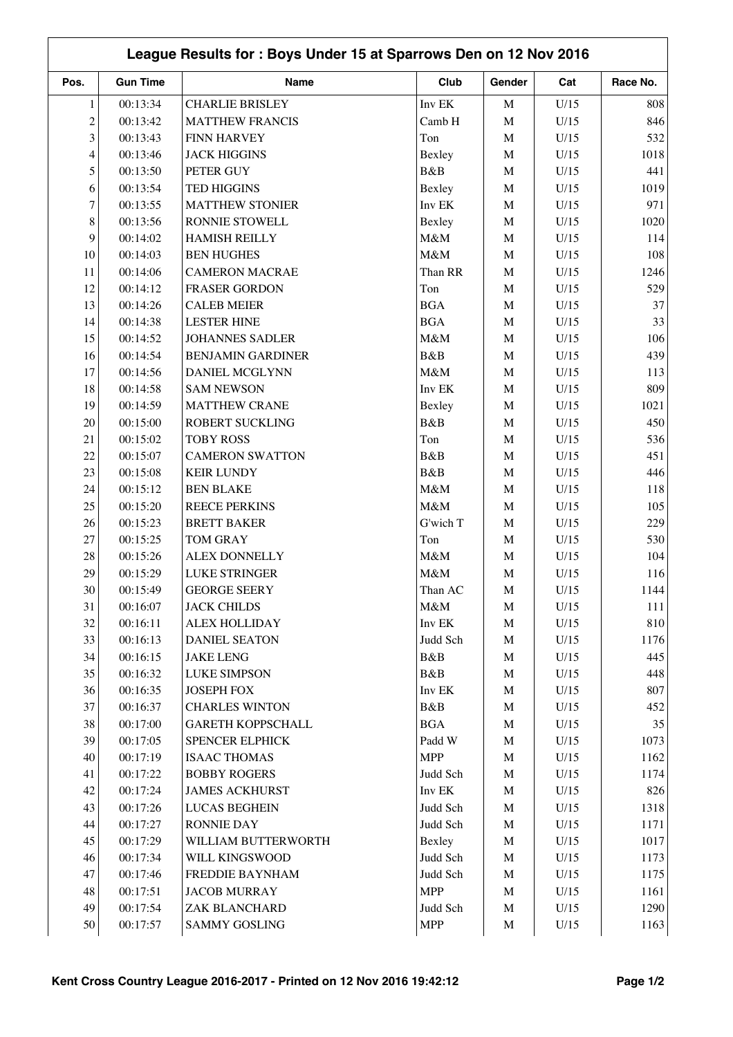## League Results for : Boys Under 15 at Sparrows Den on 12 Nov 2016

| Pos. | Gun Time | Name | Club | Gender | Cat | Race No. |
|---|---|---|---|---|---|---|
| 1 | 00:13:34 | CHARLIE BRISLEY | Inv EK | M | U/15 | 808 |
| 2 | 00:13:42 | MATTHEW FRANCIS | Camb H | M | U/15 | 846 |
| 3 | 00:13:43 | FINN HARVEY | Ton | M | U/15 | 532 |
| 4 | 00:13:46 | JACK HIGGINS | Bexley | M | U/15 | 1018 |
| 5 | 00:13:50 | PETER GUY | B&B | M | U/15 | 441 |
| 6 | 00:13:54 | TED HIGGINS | Bexley | M | U/15 | 1019 |
| 7 | 00:13:55 | MATTHEW STONIER | Inv EK | M | U/15 | 971 |
| 8 | 00:13:56 | RONNIE STOWELL | Bexley | M | U/15 | 1020 |
| 9 | 00:14:02 | HAMISH REILLY | M&M | M | U/15 | 114 |
| 10 | 00:14:03 | BEN HUGHES | M&M | M | U/15 | 108 |
| 11 | 00:14:06 | CAMERON MACRAE | Than RR | M | U/15 | 1246 |
| 12 | 00:14:12 | FRASER GORDON | Ton | M | U/15 | 529 |
| 13 | 00:14:26 | CALEB MEIER | BGA | M | U/15 | 37 |
| 14 | 00:14:38 | LESTER HINE | BGA | M | U/15 | 33 |
| 15 | 00:14:52 | JOHANNES SADLER | M&M | M | U/15 | 106 |
| 16 | 00:14:54 | BENJAMIN GARDINER | B&B | M | U/15 | 439 |
| 17 | 00:14:56 | DANIEL MCGLYNN | M&M | M | U/15 | 113 |
| 18 | 00:14:58 | SAM NEWSON | Inv EK | M | U/15 | 809 |
| 19 | 00:14:59 | MATTHEW CRANE | Bexley | M | U/15 | 1021 |
| 20 | 00:15:00 | ROBERT SUCKLING | B&B | M | U/15 | 450 |
| 21 | 00:15:02 | TOBY ROSS | Ton | M | U/15 | 536 |
| 22 | 00:15:07 | CAMERON SWATTON | B&B | M | U/15 | 451 |
| 23 | 00:15:08 | KEIR LUNDY | B&B | M | U/15 | 446 |
| 24 | 00:15:12 | BEN BLAKE | M&M | M | U/15 | 118 |
| 25 | 00:15:20 | REECE PERKINS | M&M | M | U/15 | 105 |
| 26 | 00:15:23 | BRETT BAKER | G'wich T | M | U/15 | 229 |
| 27 | 00:15:25 | TOM GRAY | Ton | M | U/15 | 530 |
| 28 | 00:15:26 | ALEX DONNELLY | M&M | M | U/15 | 104 |
| 29 | 00:15:29 | LUKE STRINGER | M&M | M | U/15 | 116 |
| 30 | 00:15:49 | GEORGE SEERY | Than AC | M | U/15 | 1144 |
| 31 | 00:16:07 | JACK CHILDS | M&M | M | U/15 | 111 |
| 32 | 00:16:11 | ALEX HOLLIDAY | Inv EK | M | U/15 | 810 |
| 33 | 00:16:13 | DANIEL SEATON | Judd Sch | M | U/15 | 1176 |
| 34 | 00:16:15 | JAKE LENG | B&B | M | U/15 | 445 |
| 35 | 00:16:32 | LUKE SIMPSON | B&B | M | U/15 | 448 |
| 36 | 00:16:35 | JOSEPH FOX | Inv EK | M | U/15 | 807 |
| 37 | 00:16:37 | CHARLES WINTON | B&B | M | U/15 | 452 |
| 38 | 00:17:00 | GARETH KOPPSCHALL | BGA | M | U/15 | 35 |
| 39 | 00:17:05 | SPENCER ELPHICK | Padd W | M | U/15 | 1073 |
| 40 | 00:17:19 | ISAAC THOMAS | MPP | M | U/15 | 1162 |
| 41 | 00:17:22 | BOBBY ROGERS | Judd Sch | M | U/15 | 1174 |
| 42 | 00:17:24 | JAMES ACKHURST | Inv EK | M | U/15 | 826 |
| 43 | 00:17:26 | LUCAS BEGHEIN | Judd Sch | M | U/15 | 1318 |
| 44 | 00:17:27 | RONNIE DAY | Judd Sch | M | U/15 | 1171 |
| 45 | 00:17:29 | WILLIAM BUTTERWORTH | Bexley | M | U/15 | 1017 |
| 46 | 00:17:34 | WILL KINGSWOOD | Judd Sch | M | U/15 | 1173 |
| 47 | 00:17:46 | FREDDIE BAYNHAM | Judd Sch | M | U/15 | 1175 |
| 48 | 00:17:51 | JACOB MURRAY | MPP | M | U/15 | 1161 |
| 49 | 00:17:54 | ZAK BLANCHARD | Judd Sch | M | U/15 | 1290 |
| 50 | 00:17:57 | SAMMY GOSLING | MPP | M | U/15 | 1163 |

Kent Cross Country League 2016-2017 - Printed on 12 Nov 2016 19:42:12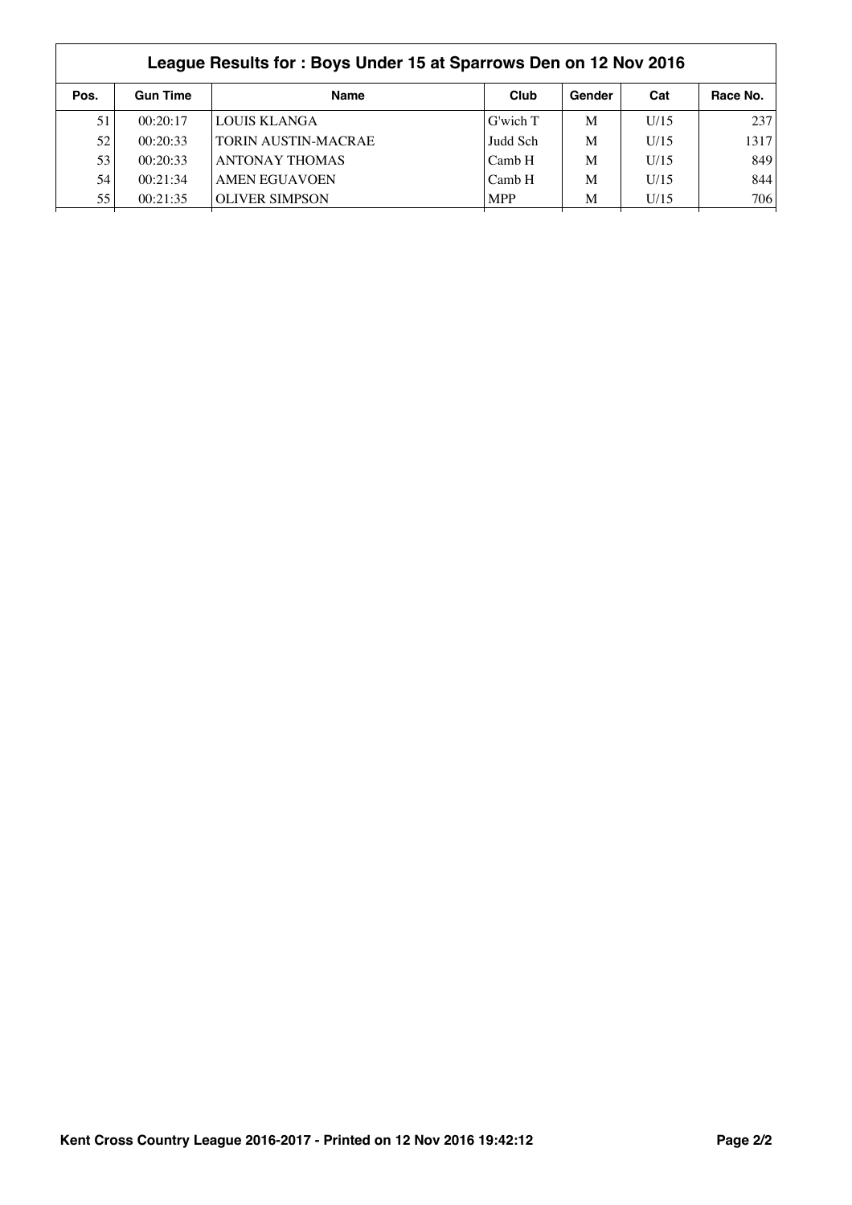## League Results for : Boys Under 15 at Sparrows Den on 12 Nov 2016

| Pos. | Gun Time | Name | Club | Gender | Cat | Race No. |
|---|---|---|---|---|---|---|
| 51 | 00:20:17 | LOUIS KLANGA | G'wich T | M | U/15 | 237 |
| 52 | 00:20:33 | TORIN AUSTIN-MACRAE | Judd Sch | M | U/15 | 1317 |
| 53 | 00:20:33 | ANTONAY THOMAS | Camb H | M | U/15 | 849 |
| 54 | 00:21:34 | AMEN EGUAVOEN | Camb H | M | U/15 | 844 |
| 55 | 00:21:35 | OLIVER SIMPSON | MPP | M | U/15 | 706 |

**Kent Cross Country League 2016-2017 - Printed on 12 Nov 2016 19:42:12**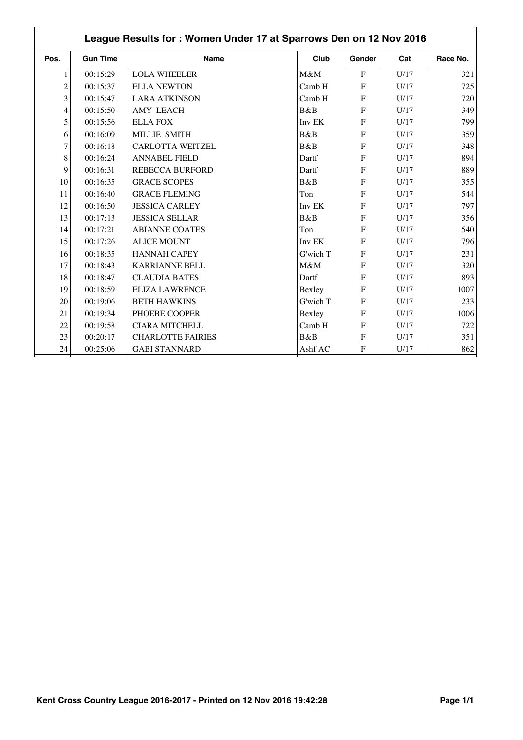# League Results for : Women Under 17 at Sparrows Den on 12 Nov 2016

| Pos. | Gun Time | Name | Club | Gender | Cat | Race No. |
|---|---|---|---|---|---|---|
| 1 | 00:15:29 | LOLA WHEELER | M&M | F | U/17 | 321 |
| 2 | 00:15:37 | ELLA NEWTON | Camb H | F | U/17 | 725 |
| 3 | 00:15:47 | LARA ATKINSON | Camb H | F | U/17 | 720 |
| 4 | 00:15:50 | AMY LEACH | B&B | F | U/17 | 349 |
| 5 | 00:15:56 | ELLA FOX | Inv EK | F | U/17 | 799 |
| 6 | 00:16:09 | MILLIE SMITH | B&B | F | U/17 | 359 |
| 7 | 00:16:18 | CARLOTTA WEITZEL | B&B | F | U/17 | 348 |
| 8 | 00:16:24 | ANNABEL FIELD | Dartf | F | U/17 | 894 |
| 9 | 00:16:31 | REBECCA BURFORD | Dartf | F | U/17 | 889 |
| 10 | 00:16:35 | GRACE SCOPES | B&B | F | U/17 | 355 |
| 11 | 00:16:40 | GRACE FLEMING | Ton | F | U/17 | 544 |
| 12 | 00:16:50 | JESSICA CARLEY | Inv EK | F | U/17 | 797 |
| 13 | 00:17:13 | JESSICA SELLAR | B&B | F | U/17 | 356 |
| 14 | 00:17:21 | ABIANNE COATES | Ton | F | U/17 | 540 |
| 15 | 00:17:26 | ALICE MOUNT | Inv EK | F | U/17 | 796 |
| 16 | 00:18:35 | HANNAH CAPEY | G'wich T | F | U/17 | 231 |
| 17 | 00:18:43 | KARRIANNE BELL | M&M | F | U/17 | 320 |
| 18 | 00:18:47 | CLAUDIA BATES | Dartf | F | U/17 | 893 |
| 19 | 00:18:59 | ELIZA LAWRENCE | Bexley | F | U/17 | 1007 |
| 20 | 00:19:06 | BETH HAWKINS | G'wich T | F | U/17 | 233 |
| 21 | 00:19:34 | PHOEBE COOPER | Bexley | F | U/17 | 1006 |
| 22 | 00:19:58 | CIARA MITCHELL | Camb H | F | U/17 | 722 |
| 23 | 00:20:17 | CHARLOTTE FAIRIES | B&B | F | U/17 | 351 |
| 24 | 00:25:06 | GABI STANNARD | Ashf AC | F | U/17 | 862 |

Kent Cross Country League 2016-2017 - Printed on 12 Nov 2016 19:42:28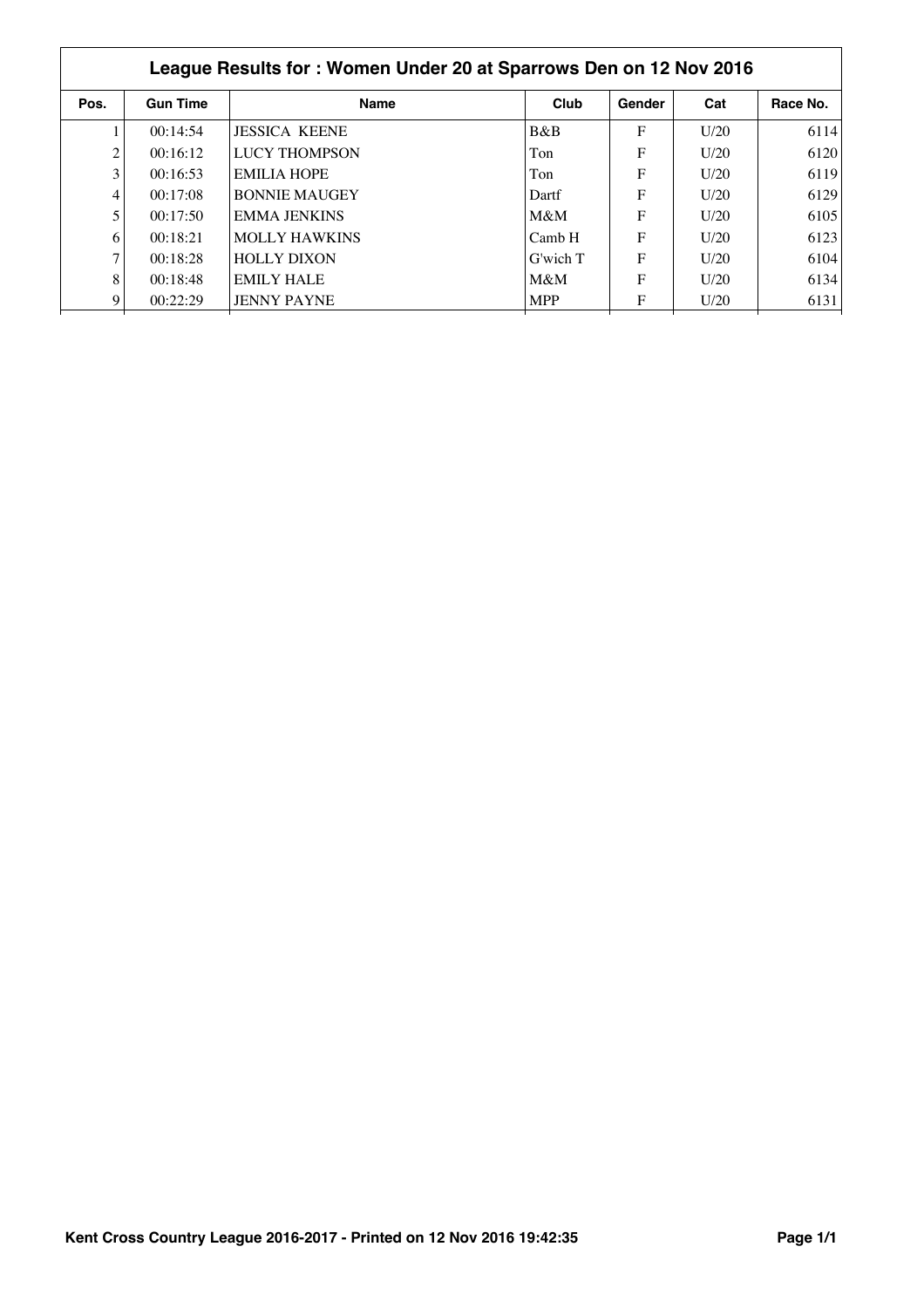## League Results for : Women Under 20 at Sparrows Den on 12 Nov 2016

| Pos. | Gun Time | Name | Club | Gender | Cat | Race No. |
|---|---|---|---|---|---|---|
| 1 | 00:14:54 | JESSICA KEENE | B&B | F | U/20 | 6114 |
| 2 | 00:16:12 | LUCY THOMPSON | Ton | F | U/20 | 6120 |
| 3 | 00:16:53 | EMILIA HOPE | Ton | F | U/20 | 6119 |
| 4 | 00:17:08 | BONNIE MAUGEY | Dartf | F | U/20 | 6129 |
| 5 | 00:17:50 | EMMA JENKINS | M&M | F | U/20 | 6105 |
| 6 | 00:18:21 | MOLLY HAWKINS | Camb H | F | U/20 | 6123 |
| 7 | 00:18:28 | HOLLY DIXON | G'wich T | F | U/20 | 6104 |
| 8 | 00:18:48 | EMILY HALE | M&M | F | U/20 | 6134 |
| 9 | 00:22:29 | JENNY PAYNE | MPP | F | U/20 | 6131 |

Kent Cross Country League 2016-2017 - Printed on 12 Nov 2016 19:42:35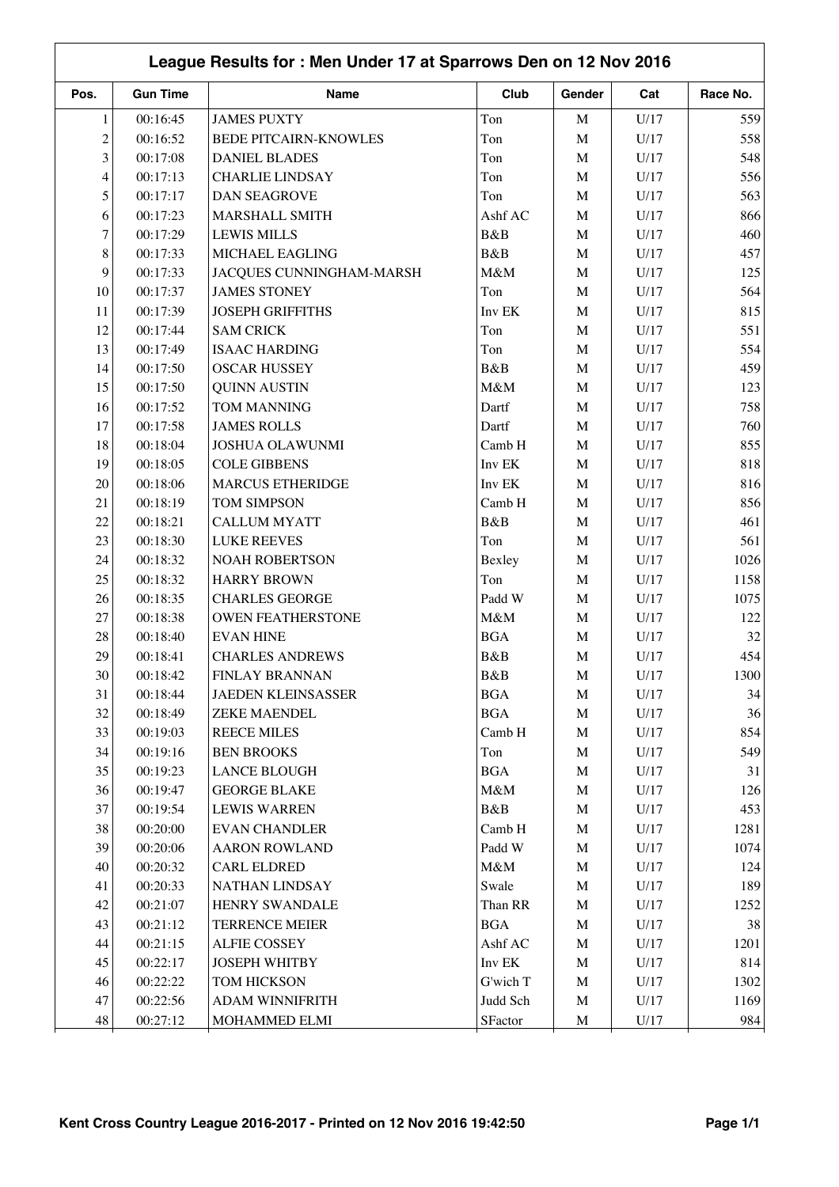## League Results for : Men Under 17 at Sparrows Den on 12 Nov 2016

| Pos. | Gun Time | Name | Club | Gender | Cat | Race No. |
|---|---|---|---|---|---|---|
| 1 | 00:16:45 | JAMES PUXTY | Ton | M | U/17 | 559 |
| 2 | 00:16:52 | BEDE PITCAIRN-KNOWLES | Ton | M | U/17 | 558 |
| 3 | 00:17:08 | DANIEL BLADES | Ton | M | U/17 | 548 |
| 4 | 00:17:13 | CHARLIE LINDSAY | Ton | M | U/17 | 556 |
| 5 | 00:17:17 | DAN SEAGROVE | Ton | M | U/17 | 563 |
| 6 | 00:17:23 | MARSHALL SMITH | Ashf AC | M | U/17 | 866 |
| 7 | 00:17:29 | LEWIS MILLS | B&B | M | U/17 | 460 |
| 8 | 00:17:33 | MICHAEL EAGLING | B&B | M | U/17 | 457 |
| 9 | 00:17:33 | JACQUES CUNNINGHAM-MARSH | M&M | M | U/17 | 125 |
| 10 | 00:17:37 | JAMES STONEY | Ton | M | U/17 | 564 |
| 11 | 00:17:39 | JOSEPH GRIFFITHS | Inv EK | M | U/17 | 815 |
| 12 | 00:17:44 | SAM CRICK | Ton | M | U/17 | 551 |
| 13 | 00:17:49 | ISAAC HARDING | Ton | M | U/17 | 554 |
| 14 | 00:17:50 | OSCAR HUSSEY | B&B | M | U/17 | 459 |
| 15 | 00:17:50 | QUINN AUSTIN | M&M | M | U/17 | 123 |
| 16 | 00:17:52 | TOM MANNING | Dartf | M | U/17 | 758 |
| 17 | 00:17:58 | JAMES ROLLS | Dartf | M | U/17 | 760 |
| 18 | 00:18:04 | JOSHUA OLAWUNMI | Camb H | M | U/17 | 855 |
| 19 | 00:18:05 | COLE GIBBENS | Inv EK | M | U/17 | 818 |
| 20 | 00:18:06 | MARCUS ETHERIDGE | Inv EK | M | U/17 | 816 |
| 21 | 00:18:19 | TOM SIMPSON | Camb H | M | U/17 | 856 |
| 22 | 00:18:21 | CALLUM MYATT | B&B | M | U/17 | 461 |
| 23 | 00:18:30 | LUKE REEVES | Ton | M | U/17 | 561 |
| 24 | 00:18:32 | NOAH ROBERTSON | Bexley | M | U/17 | 1026 |
| 25 | 00:18:32 | HARRY BROWN | Ton | M | U/17 | 1158 |
| 26 | 00:18:35 | CHARLES GEORGE | Padd W | M | U/17 | 1075 |
| 27 | 00:18:38 | OWEN FEATHERSTONE | M&M | M | U/17 | 122 |
| 28 | 00:18:40 | EVAN HINE | BGA | M | U/17 | 32 |
| 29 | 00:18:41 | CHARLES ANDREWS | B&B | M | U/17 | 454 |
| 30 | 00:18:42 | FINLAY BRANNAN | B&B | M | U/17 | 1300 |
| 31 | 00:18:44 | JAEDEN KLEINSASSER | BGA | M | U/17 | 34 |
| 32 | 00:18:49 | ZEKE MAENDEL | BGA | M | U/17 | 36 |
| 33 | 00:19:03 | REECE MILES | Camb H | M | U/17 | 854 |
| 34 | 00:19:16 | BEN BROOKS | Ton | M | U/17 | 549 |
| 35 | 00:19:23 | LANCE BLOUGH | BGA | M | U/17 | 31 |
| 36 | 00:19:47 | GEORGE BLAKE | M&M | M | U/17 | 126 |
| 37 | 00:19:54 | LEWIS WARREN | B&B | M | U/17 | 453 |
| 38 | 00:20:00 | EVAN CHANDLER | Camb H | M | U/17 | 1281 |
| 39 | 00:20:06 | AARON ROWLAND | Padd W | M | U/17 | 1074 |
| 40 | 00:20:32 | CARL ELDRED | M&M | M | U/17 | 124 |
| 41 | 00:20:33 | NATHAN LINDSAY | Swale | M | U/17 | 189 |
| 42 | 00:21:07 | HENRY SWANDALE | Than RR | M | U/17 | 1252 |
| 43 | 00:21:12 | TERRENCE MEIER | BGA | M | U/17 | 38 |
| 44 | 00:21:15 | ALFIE COSSEY | Ashf AC | M | U/17 | 1201 |
| 45 | 00:22:17 | JOSEPH WHITBY | Inv EK | M | U/17 | 814 |
| 46 | 00:22:22 | TOM HICKSON | G'wich T | M | U/17 | 1302 |
| 47 | 00:22:56 | ADAM WINNIFRITH | Judd Sch | M | U/17 | 1169 |
| 48 | 00:27:12 | MOHAMMED ELMI | SFactor | M | U/17 | 984 |

**Kent Cross Country League 2016-2017 - Printed on 12 Nov 2016 19:42:50**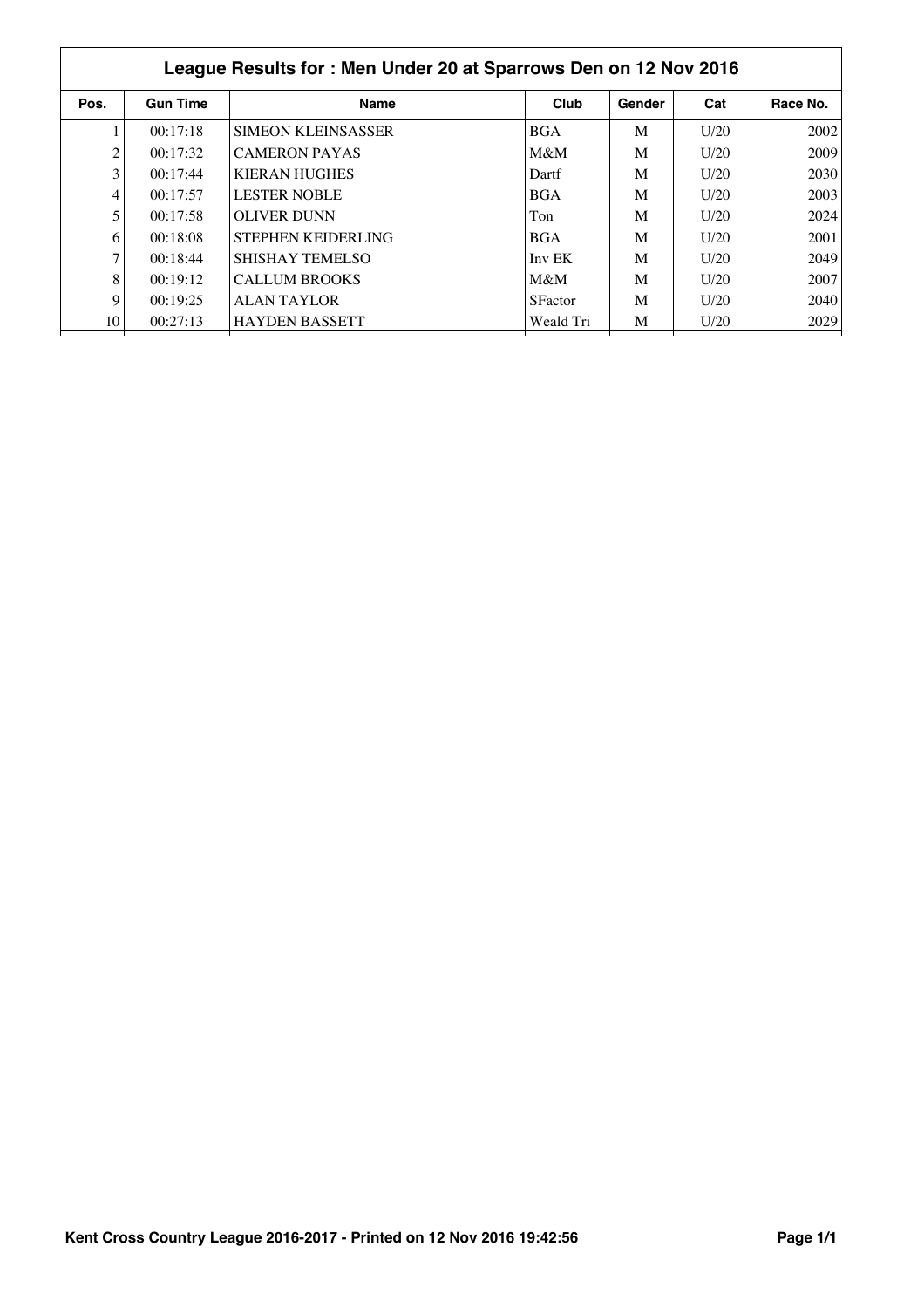## League Results for : Men Under 20 at Sparrows Den on 12 Nov 2016

| Pos. | Gun Time | Name | Club | Gender | Cat | Race No. |
|---|---|---|---|---|---|---|
| 1 | 00:17:18 | SIMEON KLEINSASSER | BGA | M | U/20 | 2002 |
| 2 | 00:17:32 | CAMERON PAYAS | M&M | M | U/20 | 2009 |
| 3 | 00:17:44 | KIERAN HUGHES | Dartf | M | U/20 | 2030 |
| 4 | 00:17:57 | LESTER NOBLE | BGA | M | U/20 | 2003 |
| 5 | 00:17:58 | OLIVER DUNN | Ton | M | U/20 | 2024 |
| 6 | 00:18:08 | STEPHEN KEIDERLING | BGA | M | U/20 | 2001 |
| 7 | 00:18:44 | SHISHAY TEMELSO | Inv EK | M | U/20 | 2049 |
| 8 | 00:19:12 | CALLUM BROOKS | M&M | M | U/20 | 2007 |
| 9 | 00:19:25 | ALAN TAYLOR | SFactor | M | U/20 | 2040 |
| 10 | 00:27:13 | HAYDEN BASSETT | Weald Tri | M | U/20 | 2029 |

**Kent Cross Country League 2016-2017 - Printed on 12 Nov 2016 19:42:56**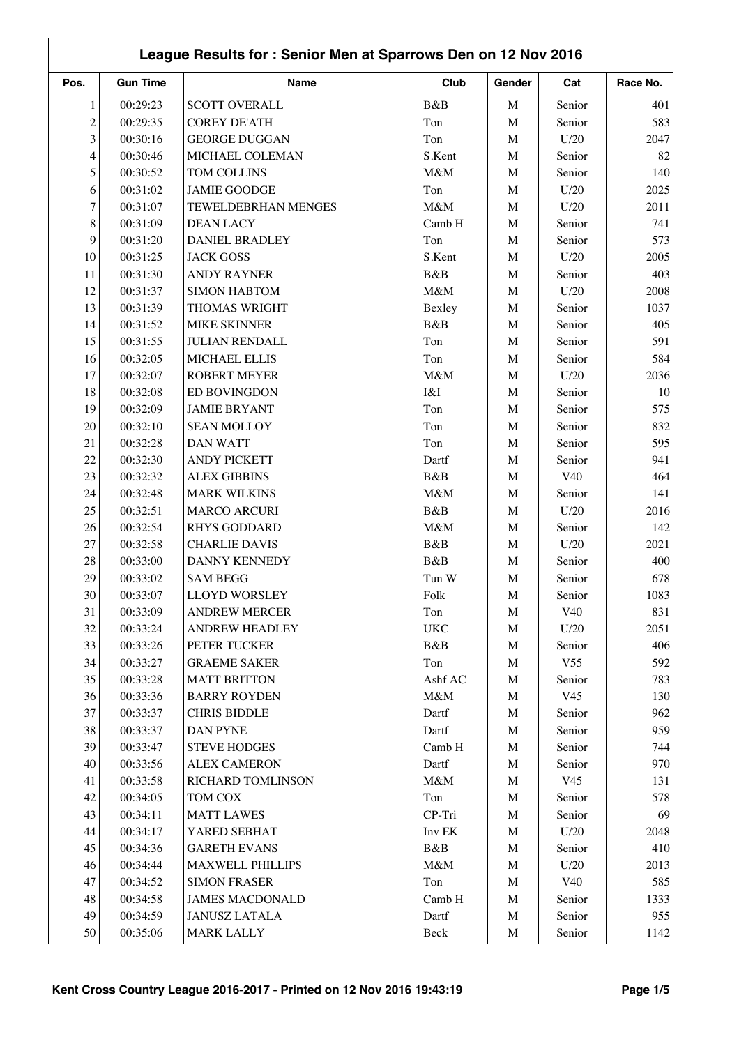## League Results for : Senior Men at Sparrows Den on 12 Nov 2016

| Pos. | Gun Time | Name | Club | Gender | Cat | Race No. |
|---|---|---|---|---|---|---|
| 1 | 00:29:23 | SCOTT OVERALL | B&B | M | Senior | 401 |
| 2 | 00:29:35 | COREY DE'ATH | Ton | M | Senior | 583 |
| 3 | 00:30:16 | GEORGE DUGGAN | Ton | M | U/20 | 2047 |
| 4 | 00:30:46 | MICHAEL COLEMAN | S.Kent | M | Senior | 82 |
| 5 | 00:30:52 | TOM COLLINS | M&M | M | Senior | 140 |
| 6 | 00:31:02 | JAMIE GOODGE | Ton | M | U/20 | 2025 |
| 7 | 00:31:07 | TEWELDEBRHAN MENGES | M&M | M | U/20 | 2011 |
| 8 | 00:31:09 | DEAN LACY | Camb H | M | Senior | 741 |
| 9 | 00:31:20 | DANIEL BRADLEY | Ton | M | Senior | 573 |
| 10 | 00:31:25 | JACK GOSS | S.Kent | M | U/20 | 2005 |
| 11 | 00:31:30 | ANDY RAYNER | B&B | M | Senior | 403 |
| 12 | 00:31:37 | SIMON HABTOM | M&M | M | U/20 | 2008 |
| 13 | 00:31:39 | THOMAS WRIGHT | Bexley | M | Senior | 1037 |
| 14 | 00:31:52 | MIKE SKINNER | B&B | M | Senior | 405 |
| 15 | 00:31:55 | JULIAN RENDALL | Ton | M | Senior | 591 |
| 16 | 00:32:05 | MICHAEL ELLIS | Ton | M | Senior | 584 |
| 17 | 00:32:07 | ROBERT MEYER | M&M | M | U/20 | 2036 |
| 18 | 00:32:08 | ED BOVINGDON | I&I | M | Senior | 10 |
| 19 | 00:32:09 | JAMIE BRYANT | Ton | M | Senior | 575 |
| 20 | 00:32:10 | SEAN MOLLOY | Ton | M | Senior | 832 |
| 21 | 00:32:28 | DAN WATT | Ton | M | Senior | 595 |
| 22 | 00:32:30 | ANDY PICKETT | Dartf | M | Senior | 941 |
| 23 | 00:32:32 | ALEX GIBBINS | B&B | M | V40 | 464 |
| 24 | 00:32:48 | MARK WILKINS | M&M | M | Senior | 141 |
| 25 | 00:32:51 | MARCO ARCURI | B&B | M | U/20 | 2016 |
| 26 | 00:32:54 | RHYS GODDARD | M&M | M | Senior | 142 |
| 27 | 00:32:58 | CHARLIE DAVIS | B&B | M | U/20 | 2021 |
| 28 | 00:33:00 | DANNY KENNEDY | B&B | M | Senior | 400 |
| 29 | 00:33:02 | SAM BEGG | Tun W | M | Senior | 678 |
| 30 | 00:33:07 | LLOYD WORSLEY | Folk | M | Senior | 1083 |
| 31 | 00:33:09 | ANDREW MERCER | Ton | M | V40 | 831 |
| 32 | 00:33:24 | ANDREW HEADLEY | UKC | M | U/20 | 2051 |
| 33 | 00:33:26 | PETER TUCKER | B&B | M | Senior | 406 |
| 34 | 00:33:27 | GRAEME SAKER | Ton | M | V55 | 592 |
| 35 | 00:33:28 | MATT BRITTON | Ashf AC | M | Senior | 783 |
| 36 | 00:33:36 | BARRY ROYDEN | M&M | M | V45 | 130 |
| 37 | 00:33:37 | CHRIS BIDDLE | Dartf | M | Senior | 962 |
| 38 | 00:33:37 | DAN PYNE | Dartf | M | Senior | 959 |
| 39 | 00:33:47 | STEVE HODGES | Camb H | M | Senior | 744 |
| 40 | 00:33:56 | ALEX CAMERON | Dartf | M | Senior | 970 |
| 41 | 00:33:58 | RICHARD TOMLINSON | M&M | M | V45 | 131 |
| 42 | 00:34:05 | TOM COX | Ton | M | Senior | 578 |
| 43 | 00:34:11 | MATT LAWES | CP-Tri | M | Senior | 69 |
| 44 | 00:34:17 | YARED SEBHAT | Inv EK | M | U/20 | 2048 |
| 45 | 00:34:36 | GARETH EVANS | B&B | M | Senior | 410 |
| 46 | 00:34:44 | MAXWELL PHILLIPS | M&M | M | U/20 | 2013 |
| 47 | 00:34:52 | SIMON FRASER | Ton | M | V40 | 585 |
| 48 | 00:34:58 | JAMES MACDONALD | Camb H | M | Senior | 1333 |
| 49 | 00:34:59 | JANUSZ LATALA | Dartf | M | Senior | 955 |
| 50 | 00:35:06 | MARK LALLY | Beck | M | Senior | 1142 |

Kent Cross Country League 2016-2017 - Printed on 12 Nov 2016 19:43:19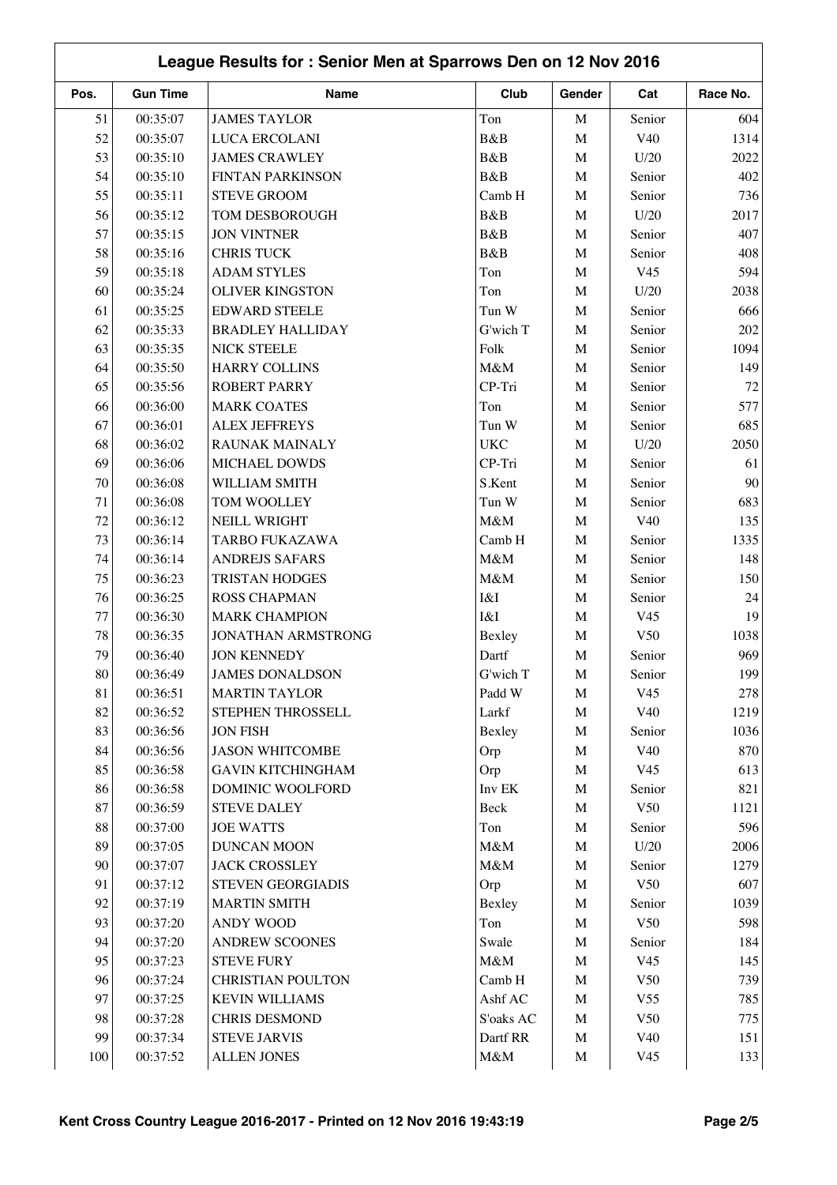## League Results for : Senior Men at Sparrows Den on 12 Nov 2016

| Pos. | Gun Time | Name | Club | Gender | Cat | Race No. |
|---|---|---|---|---|---|---|
| 51 | 00:35:07 | JAMES TAYLOR | Ton | M | Senior | 604 |
| 52 | 00:35:07 | LUCA ERCOLANI | B&B | M | V40 | 1314 |
| 53 | 00:35:10 | JAMES CRAWLEY | B&B | M | U/20 | 2022 |
| 54 | 00:35:10 | FINTAN PARKINSON | B&B | M | Senior | 402 |
| 55 | 00:35:11 | STEVE GROOM | Camb H | M | Senior | 736 |
| 56 | 00:35:12 | TOM DESBOROUGH | B&B | M | U/20 | 2017 |
| 57 | 00:35:15 | JON VINTNER | B&B | M | Senior | 407 |
| 58 | 00:35:16 | CHRIS TUCK | B&B | M | Senior | 408 |
| 59 | 00:35:18 | ADAM STYLES | Ton | M | V45 | 594 |
| 60 | 00:35:24 | OLIVER KINGSTON | Ton | M | U/20 | 2038 |
| 61 | 00:35:25 | EDWARD STEELE | Tun W | M | Senior | 666 |
| 62 | 00:35:33 | BRADLEY HALLIDAY | G'wich T | M | Senior | 202 |
| 63 | 00:35:35 | NICK STEELE | Folk | M | Senior | 1094 |
| 64 | 00:35:50 | HARRY COLLINS | M&M | M | Senior | 149 |
| 65 | 00:35:56 | ROBERT PARRY | CP-Tri | M | Senior | 72 |
| 66 | 00:36:00 | MARK COATES | Ton | M | Senior | 577 |
| 67 | 00:36:01 | ALEX JEFFREYS | Tun W | M | Senior | 685 |
| 68 | 00:36:02 | RAUNAK MAINALY | UKC | M | U/20 | 2050 |
| 69 | 00:36:06 | MICHAEL DOWDS | CP-Tri | M | Senior | 61 |
| 70 | 00:36:08 | WILLIAM SMITH | S.Kent | M | Senior | 90 |
| 71 | 00:36:08 | TOM WOOLLEY | Tun W | M | Senior | 683 |
| 72 | 00:36:12 | NEILL WRIGHT | M&M | M | V40 | 135 |
| 73 | 00:36:14 | TARBO FUKAZAWA | Camb H | M | Senior | 1335 |
| 74 | 00:36:14 | ANDREJS SAFARS | M&M | M | Senior | 148 |
| 75 | 00:36:23 | TRISTAN HODGES | M&M | M | Senior | 150 |
| 76 | 00:36:25 | ROSS CHAPMAN | I&I | M | Senior | 24 |
| 77 | 00:36:30 | MARK CHAMPION | I&I | M | V45 | 19 |
| 78 | 00:36:35 | JONATHAN ARMSTRONG | Bexley | M | V50 | 1038 |
| 79 | 00:36:40 | JON KENNEDY | Dartf | M | Senior | 969 |
| 80 | 00:36:49 | JAMES DONALDSON | G'wich T | M | Senior | 199 |
| 81 | 00:36:51 | MARTIN TAYLOR | Padd W | M | V45 | 278 |
| 82 | 00:36:52 | STEPHEN THROSSELL | Larkf | M | V40 | 1219 |
| 83 | 00:36:56 | JON FISH | Bexley | M | Senior | 1036 |
| 84 | 00:36:56 | JASON WHITCOMBE | Orp | M | V40 | 870 |
| 85 | 00:36:58 | GAVIN KITCHINGHAM | Orp | M | V45 | 613 |
| 86 | 00:36:58 | DOMINIC WOOLFORD | Inv EK | M | Senior | 821 |
| 87 | 00:36:59 | STEVE DALEY | Beck | M | V50 | 1121 |
| 88 | 00:37:00 | JOE WATTS | Ton | M | Senior | 596 |
| 89 | 00:37:05 | DUNCAN MOON | M&M | M | U/20 | 2006 |
| 90 | 00:37:07 | JACK CROSSLEY | M&M | M | Senior | 1279 |
| 91 | 00:37:12 | STEVEN GEORGIADIS | Orp | M | V50 | 607 |
| 92 | 00:37:19 | MARTIN SMITH | Bexley | M | Senior | 1039 |
| 93 | 00:37:20 | ANDY WOOD | Ton | M | V50 | 598 |
| 94 | 00:37:20 | ANDREW SCOONES | Swale | M | Senior | 184 |
| 95 | 00:37:23 | STEVE FURY | M&M | M | V45 | 145 |
| 96 | 00:37:24 | CHRISTIAN POULTON | Camb H | M | V50 | 739 |
| 97 | 00:37:25 | KEVIN WILLIAMS | Ashf AC | M | V55 | 785 |
| 98 | 00:37:28 | CHRIS DESMOND | S'oaks AC | M | V50 | 775 |
| 99 | 00:37:34 | STEVE JARVIS | Dartf RR | M | V40 | 151 |
| 100 | 00:37:52 | ALLEN JONES | M&M | M | V45 | 133 |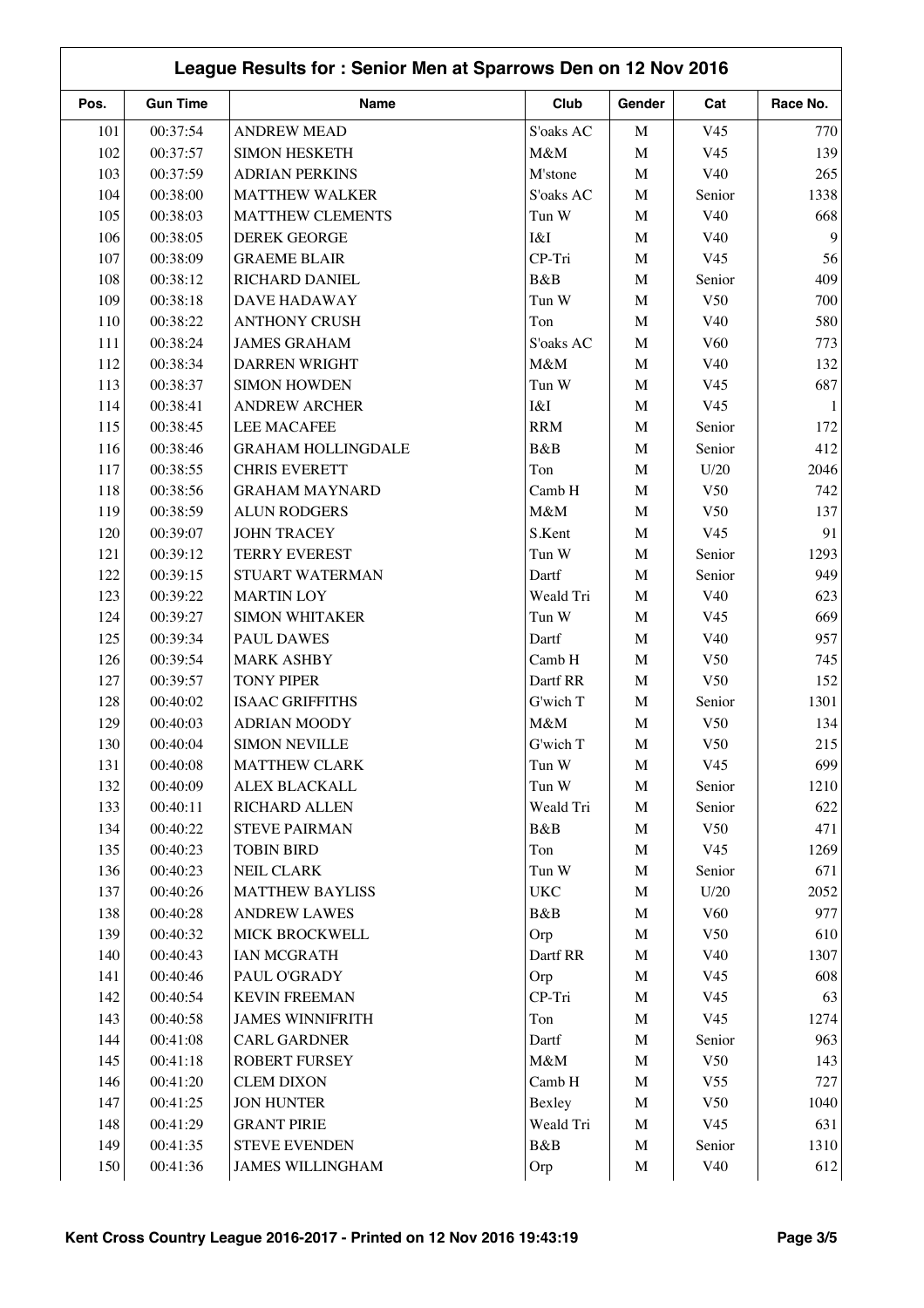## League Results for : Senior Men at Sparrows Den on 12 Nov 2016

| Pos. | Gun Time | Name | Club | Gender | Cat | Race No. |
|---|---|---|---|---|---|---|
| 101 | 00:37:54 | ANDREW MEAD | S'oaks AC | M | V45 | 770 |
| 102 | 00:37:57 | SIMON HESKETH | M&M | M | V45 | 139 |
| 103 | 00:37:59 | ADRIAN PERKINS | M'stone | M | V40 | 265 |
| 104 | 00:38:00 | MATTHEW WALKER | S'oaks AC | M | Senior | 1338 |
| 105 | 00:38:03 | MATTHEW CLEMENTS | Tun W | M | V40 | 668 |
| 106 | 00:38:05 | DEREK GEORGE | I&I | M | V40 | 9 |
| 107 | 00:38:09 | GRAEME BLAIR | CP-Tri | M | V45 | 56 |
| 108 | 00:38:12 | RICHARD DANIEL | B&B | M | Senior | 409 |
| 109 | 00:38:18 | DAVE HADAWAY | Tun W | M | V50 | 700 |
| 110 | 00:38:22 | ANTHONY CRUSH | Ton | M | V40 | 580 |
| 111 | 00:38:24 | JAMES GRAHAM | S'oaks AC | M | V60 | 773 |
| 112 | 00:38:34 | DARREN WRIGHT | M&M | M | V40 | 132 |
| 113 | 00:38:37 | SIMON HOWDEN | Tun W | M | V45 | 687 |
| 114 | 00:38:41 | ANDREW ARCHER | I&I | M | V45 | 1 |
| 115 | 00:38:45 | LEE MACAFEE | RRM | M | Senior | 172 |
| 116 | 00:38:46 | GRAHAM HOLLINGDALE | B&B | M | Senior | 412 |
| 117 | 00:38:55 | CHRIS EVERETT | Ton | M | U/20 | 2046 |
| 118 | 00:38:56 | GRAHAM MAYNARD | Camb H | M | V50 | 742 |
| 119 | 00:38:59 | ALUN RODGERS | M&M | M | V50 | 137 |
| 120 | 00:39:07 | JOHN TRACEY | S.Kent | M | V45 | 91 |
| 121 | 00:39:12 | TERRY EVEREST | Tun W | M | Senior | 1293 |
| 122 | 00:39:15 | STUART WATERMAN | Dartf | M | Senior | 949 |
| 123 | 00:39:22 | MARTIN LOY | Weald Tri | M | V40 | 623 |
| 124 | 00:39:27 | SIMON WHITAKER | Tun W | M | V45 | 669 |
| 125 | 00:39:34 | PAUL DAWES | Dartf | M | V40 | 957 |
| 126 | 00:39:54 | MARK ASHBY | Camb H | M | V50 | 745 |
| 127 | 00:39:57 | TONY PIPER | Dartf RR | M | V50 | 152 |
| 128 | 00:40:02 | ISAAC GRIFFITHS | G'wich T | M | Senior | 1301 |
| 129 | 00:40:03 | ADRIAN MOODY | M&M | M | V50 | 134 |
| 130 | 00:40:04 | SIMON NEVILLE | G'wich T | M | V50 | 215 |
| 131 | 00:40:08 | MATTHEW CLARK | Tun W | M | V45 | 699 |
| 132 | 00:40:09 | ALEX BLACKALL | Tun W | M | Senior | 1210 |
| 133 | 00:40:11 | RICHARD ALLEN | Weald Tri | M | Senior | 622 |
| 134 | 00:40:22 | STEVE PAIRMAN | B&B | M | V50 | 471 |
| 135 | 00:40:23 | TOBIN BIRD | Ton | M | V45 | 1269 |
| 136 | 00:40:23 | NEIL CLARK | Tun W | M | Senior | 671 |
| 137 | 00:40:26 | MATTHEW BAYLISS | UKC | M | U/20 | 2052 |
| 138 | 00:40:28 | ANDREW LAWES | B&B | M | V60 | 977 |
| 139 | 00:40:32 | MICK BROCKWELL | Orp | M | V50 | 610 |
| 140 | 00:40:43 | IAN MCGRATH | Dartf RR | M | V40 | 1307 |
| 141 | 00:40:46 | PAUL O'GRADY | Orp | M | V45 | 608 |
| 142 | 00:40:54 | KEVIN FREEMAN | CP-Tri | M | V45 | 63 |
| 143 | 00:40:58 | JAMES WINNIFRITH | Ton | M | V45 | 1274 |
| 144 | 00:41:08 | CARL GARDNER | Dartf | M | Senior | 963 |
| 145 | 00:41:18 | ROBERT FURSEY | M&M | M | V50 | 143 |
| 146 | 00:41:20 | CLEM DIXON | Camb H | M | V55 | 727 |
| 147 | 00:41:25 | JON HUNTER | Bexley | M | V50 | 1040 |
| 148 | 00:41:29 | GRANT PIRIE | Weald Tri | M | V45 | 631 |
| 149 | 00:41:35 | STEVE EVENDEN | B&B | M | Senior | 1310 |
| 150 | 00:41:36 | JAMES WILLINGHAM | Orp | M | V40 | 612 |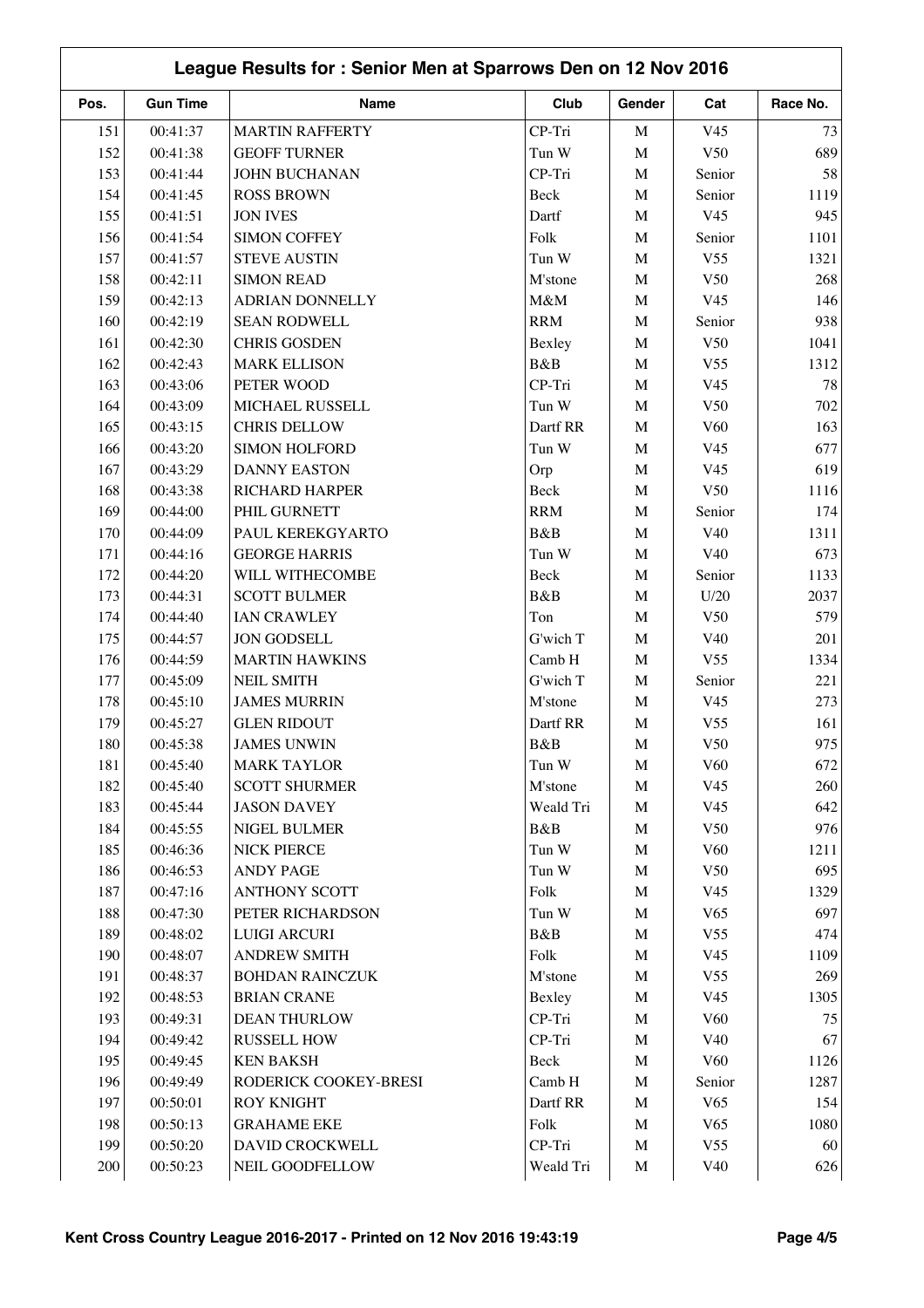## League Results for : Senior Men at Sparrows Den on 12 Nov 2016

| Pos. | Gun Time | Name | Club | Gender | Cat | Race No. |
|---|---|---|---|---|---|---|
| 151 | 00:41:37 | MARTIN RAFFERTY | CP-Tri | M | V45 | 73 |
| 152 | 00:41:38 | GEOFF TURNER | Tun W | M | V50 | 689 |
| 153 | 00:41:44 | JOHN BUCHANAN | CP-Tri | M | Senior | 58 |
| 154 | 00:41:45 | ROSS BROWN | Beck | M | Senior | 1119 |
| 155 | 00:41:51 | JON IVES | Dartf | M | V45 | 945 |
| 156 | 00:41:54 | SIMON COFFEY | Folk | M | Senior | 1101 |
| 157 | 00:41:57 | STEVE AUSTIN | Tun W | M | V55 | 1321 |
| 158 | 00:42:11 | SIMON READ | M'stone | M | V50 | 268 |
| 159 | 00:42:13 | ADRIAN DONNELLY | M&M | M | V45 | 146 |
| 160 | 00:42:19 | SEAN RODWELL | RRM | M | Senior | 938 |
| 161 | 00:42:30 | CHRIS GOSDEN | Bexley | M | V50 | 1041 |
| 162 | 00:42:43 | MARK ELLISON | B&B | M | V55 | 1312 |
| 163 | 00:43:06 | PETER WOOD | CP-Tri | M | V45 | 78 |
| 164 | 00:43:09 | MICHAEL RUSSELL | Tun W | M | V50 | 702 |
| 165 | 00:43:15 | CHRIS DELLOW | Dartf RR | M | V60 | 163 |
| 166 | 00:43:20 | SIMON HOLFORD | Tun W | M | V45 | 677 |
| 167 | 00:43:29 | DANNY EASTON | Orp | M | V45 | 619 |
| 168 | 00:43:38 | RICHARD HARPER | Beck | M | V50 | 1116 |
| 169 | 00:44:00 | PHIL GURNETT | RRM | M | Senior | 174 |
| 170 | 00:44:09 | PAUL KEREKGYARTO | B&B | M | V40 | 1311 |
| 171 | 00:44:16 | GEORGE HARRIS | Tun W | M | V40 | 673 |
| 172 | 00:44:20 | WILL WITHECOMBE | Beck | M | Senior | 1133 |
| 173 | 00:44:31 | SCOTT BULMER | B&B | M | U/20 | 2037 |
| 174 | 00:44:40 | IAN CRAWLEY | Ton | M | V50 | 579 |
| 175 | 00:44:57 | JON GODSELL | G'wich T | M | V40 | 201 |
| 176 | 00:44:59 | MARTIN HAWKINS | Camb H | M | V55 | 1334 |
| 177 | 00:45:09 | NEIL SMITH | G'wich T | M | Senior | 221 |
| 178 | 00:45:10 | JAMES MURRIN | M'stone | M | V45 | 273 |
| 179 | 00:45:27 | GLEN RIDOUT | Dartf RR | M | V55 | 161 |
| 180 | 00:45:38 | JAMES UNWIN | B&B | M | V50 | 975 |
| 181 | 00:45:40 | MARK TAYLOR | Tun W | M | V60 | 672 |
| 182 | 00:45:40 | SCOTT SHURMER | M'stone | M | V45 | 260 |
| 183 | 00:45:44 | JASON DAVEY | Weald Tri | M | V45 | 642 |
| 184 | 00:45:55 | NIGEL BULMER | B&B | M | V50 | 976 |
| 185 | 00:46:36 | NICK PIERCE | Tun W | M | V60 | 1211 |
| 186 | 00:46:53 | ANDY PAGE | Tun W | M | V50 | 695 |
| 187 | 00:47:16 | ANTHONY SCOTT | Folk | M | V45 | 1329 |
| 188 | 00:47:30 | PETER RICHARDSON | Tun W | M | V65 | 697 |
| 189 | 00:48:02 | LUIGI ARCURI | B&B | M | V55 | 474 |
| 190 | 00:48:07 | ANDREW SMITH | Folk | M | V45 | 1109 |
| 191 | 00:48:37 | BOHDAN RAINCZUK | M'stone | M | V55 | 269 |
| 192 | 00:48:53 | BRIAN CRANE | Bexley | M | V45 | 1305 |
| 193 | 00:49:31 | DEAN THURLOW | CP-Tri | M | V60 | 75 |
| 194 | 00:49:42 | RUSSELL HOW | CP-Tri | M | V40 | 67 |
| 195 | 00:49:45 | KEN BAKSH | Beck | M | V60 | 1126 |
| 196 | 00:49:49 | RODERICK COOKEY-BRESI | Camb H | M | Senior | 1287 |
| 197 | 00:50:01 | ROY KNIGHT | Dartf RR | M | V65 | 154 |
| 198 | 00:50:13 | GRAHAME EKE | Folk | M | V65 | 1080 |
| 199 | 00:50:20 | DAVID CROCKWELL | CP-Tri | M | V55 | 60 |
| 200 | 00:50:23 | NEIL GOODFELLOW | Weald Tri | M | V40 | 626 |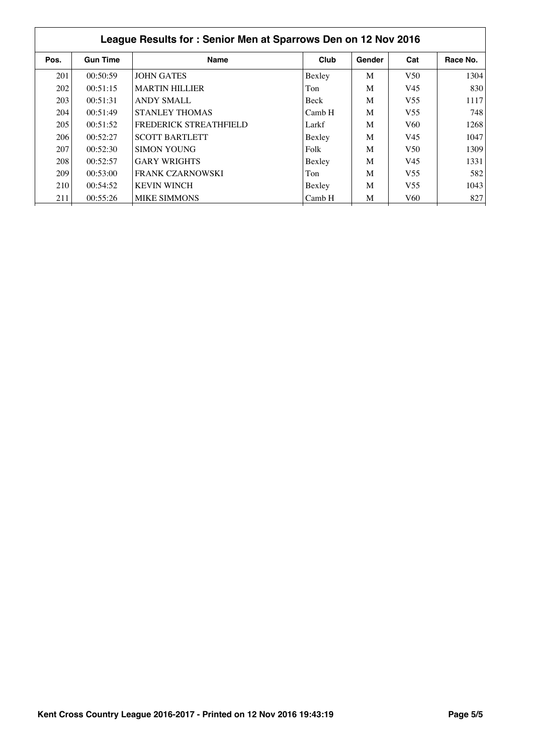## League Results for : Senior Men at Sparrows Den on 12 Nov 2016

| Pos. | Gun Time | Name | Club | Gender | Cat | Race No. |
|---|---|---|---|---|---|---|
| 201 | 00:50:59 | JOHN GATES | Bexley | M | V50 | 1304 |
| 202 | 00:51:15 | MARTIN HILLIER | Ton | M | V45 | 830 |
| 203 | 00:51:31 | ANDY SMALL | Beck | M | V55 | 1117 |
| 204 | 00:51:49 | STANLEY THOMAS | Camb H | M | V55 | 748 |
| 205 | 00:51:52 | FREDERICK STREATHFIELD | Larkf | M | V60 | 1268 |
| 206 | 00:52:27 | SCOTT BARTLETT | Bexley | M | V45 | 1047 |
| 207 | 00:52:30 | SIMON YOUNG | Folk | M | V50 | 1309 |
| 208 | 00:52:57 | GARY WRIGHTS | Bexley | M | V45 | 1331 |
| 209 | 00:53:00 | FRANK CZARNOWSKI | Ton | M | V55 | 582 |
| 210 | 00:54:52 | KEVIN WINCH | Bexley | M | V55 | 1043 |
| 211 | 00:55:26 | MIKE SIMMONS | Camb H | M | V60 | 827 |

Kent Cross Country League 2016-2017 - Printed on 12 Nov 2016 19:43:19